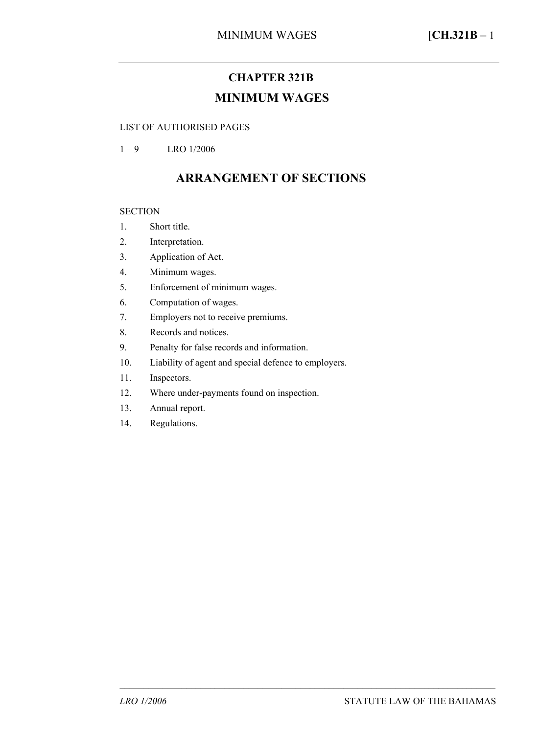# CHAPTER 321B

# MINIMUM WAGES

LIST OF AUTHORISED PAGES

1 – 9 LRO 1/2006

## ARRANGEMENT OF SECTIONS

SECTION

1. Short title.
2. Interpretation.
3. Application of Act.
4. Minimum wages.
5. Enforcement of minimum wages.
6. Computation of wages.
7. Employers not to receive premiums.
8. Records and notices.
9. Penalty for false records and information.
10. Liability of agent and special defence to employers.
11. Inspectors.
12. Where under-payments found on inspection.
13. Annual report.
14. Regulations.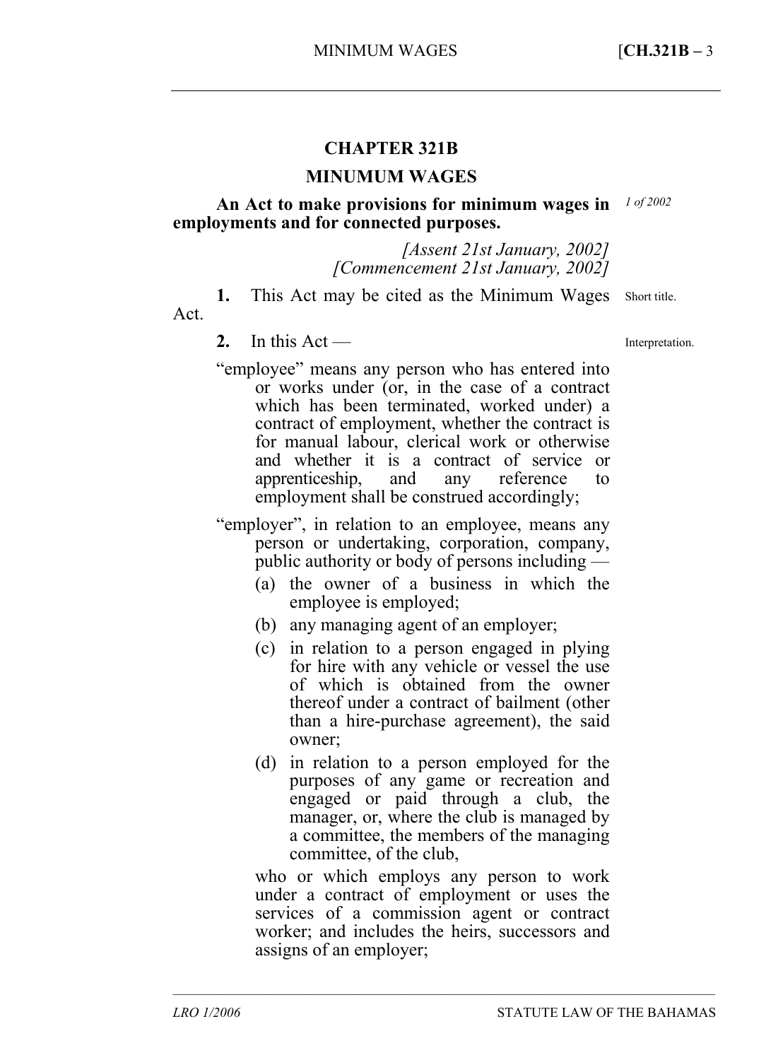# CHAPTER 321B

## MINUMUM WAGES

**An Act to make provisions for minimum wages in employments and for connected purposes.** *1 of 2002*

*[Assent 21st January, 2002]*
*[Commencement 21st January, 2002]*

**1.** This Act may be cited as the Minimum Wages Act. Short title.

**2.** In this Act — Interpretation.

"employee" means any person who has entered into or works under (or, in the case of a contract which has been terminated, worked under) a contract of employment, whether the contract is for manual labour, clerical work or otherwise and whether it is a contract of service or apprenticeship, and any reference to employment shall be construed accordingly;

"employer", in relation to an employee, means any person or undertaking, corporation, company, public authority or body of persons including —

(a) the owner of a business in which the employee is employed;

(b) any managing agent of an employer;

(c) in relation to a person engaged in plying for hire with any vehicle or vessel the use of which is obtained from the owner thereof under a contract of bailment (other than a hire-purchase agreement), the said owner;

(d) in relation to a person employed for the purposes of any game or recreation and engaged or paid through a club, the manager, or, where the club is managed by a committee, the members of the managing committee, of the club,

who or which employs any person to work under a contract of employment or uses the services of a commission agent or contract worker; and includes the heirs, successors and assigns of an employer;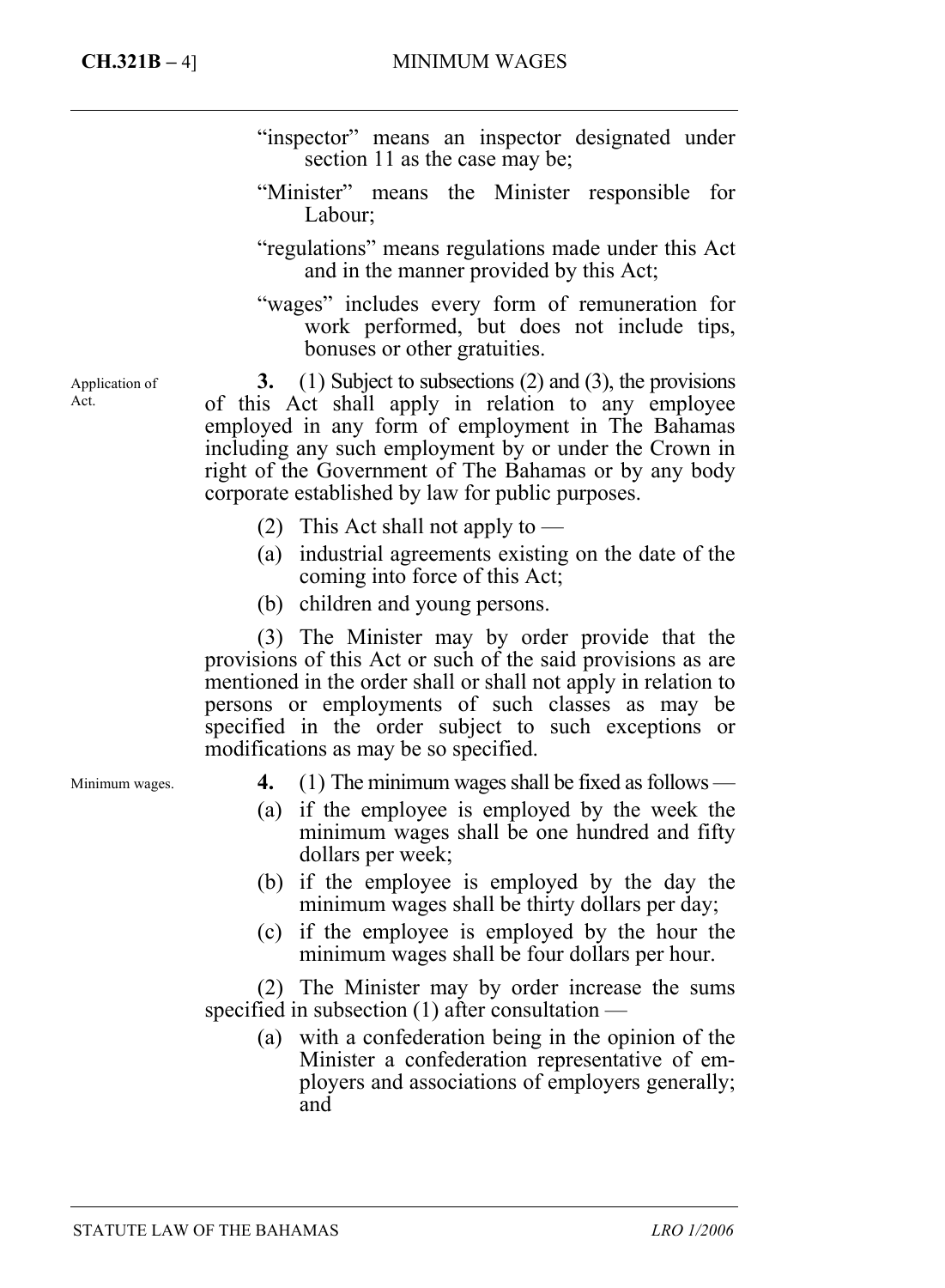"inspector" means an inspector designated under section 11 as the case may be;

"Minister" means the Minister responsible for Labour;

"regulations" means regulations made under this Act and in the manner provided by this Act;

"wages" includes every form of remuneration for work performed, but does not include tips, bonuses or other gratuities.

Application of Act.

**3.** (1) Subject to subsections (2) and (3), the provisions of this Act shall apply in relation to any employee employed in any form of employment in The Bahamas including any such employment by or under the Crown in right of the Government of The Bahamas or by any body corporate established by law for public purposes.

(2) This Act shall not apply to —

(a) industrial agreements existing on the date of the coming into force of this Act;

(b) children and young persons.

(3) The Minister may by order provide that the provisions of this Act or such of the said provisions as are mentioned in the order shall or shall not apply in relation to persons or employments of such classes as may be specified in the order subject to such exceptions or modifications as may be so specified.

Minimum wages.

**4.** (1) The minimum wages shall be fixed as follows —

(a) if the employee is employed by the week the minimum wages shall be one hundred and fifty dollars per week;

(b) if the employee is employed by the day the minimum wages shall be thirty dollars per day;

(c) if the employee is employed by the hour the minimum wages shall be four dollars per hour.

(2) The Minister may by order increase the sums specified in subsection (1) after consultation —

(a) with a confederation being in the opinion of the Minister a confederation representative of employers and associations of employers generally; and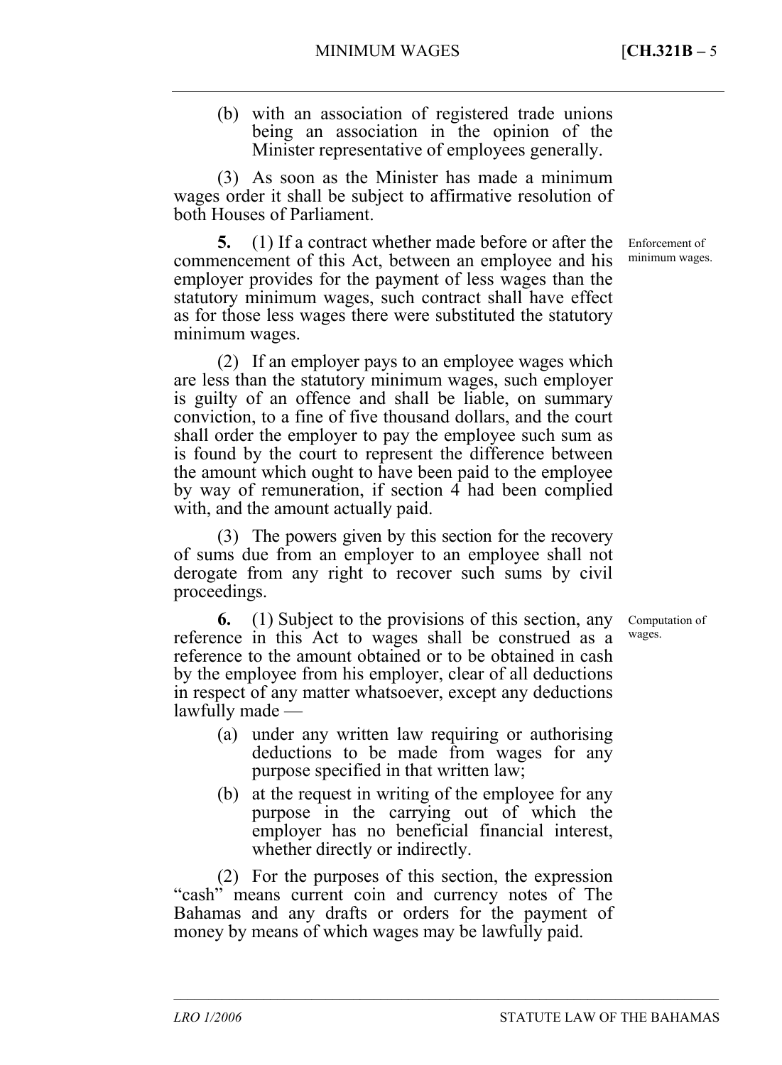(b) with an association of registered trade unions being an association in the opinion of the Minister representative of employees generally.

(3) As soon as the Minister has made a minimum wages order it shall be subject to affirmative resolution of both Houses of Parliament.

*Enforcement of minimum wages.*

**5.** (1) If a contract whether made before or after the commencement of this Act, between an employee and his employer provides for the payment of less wages than the statutory minimum wages, such contract shall have effect as for those less wages there were substituted the statutory minimum wages.

(2) If an employer pays to an employee wages which are less than the statutory minimum wages, such employer is guilty of an offence and shall be liable, on summary conviction, to a fine of five thousand dollars, and the court shall order the employer to pay the employee such sum as is found by the court to represent the difference between the amount which ought to have been paid to the employee by way of remuneration, if section 4 had been complied with, and the amount actually paid.

(3) The powers given by this section for the recovery of sums due from an employer to an employee shall not derogate from any right to recover such sums by civil proceedings.

*Computation of wages.*

**6.** (1) Subject to the provisions of this section, any reference in this Act to wages shall be construed as a reference to the amount obtained or to be obtained in cash by the employee from his employer, clear of all deductions in respect of any matter whatsoever, except any deductions lawfully made —

(a) under any written law requiring or authorising deductions to be made from wages for any purpose specified in that written law;

(b) at the request in writing of the employee for any purpose in the carrying out of which the employer has no beneficial financial interest, whether directly or indirectly.

(2) For the purposes of this section, the expression "cash" means current coin and currency notes of The Bahamas and any drafts or orders for the payment of money by means of which wages may be lawfully paid.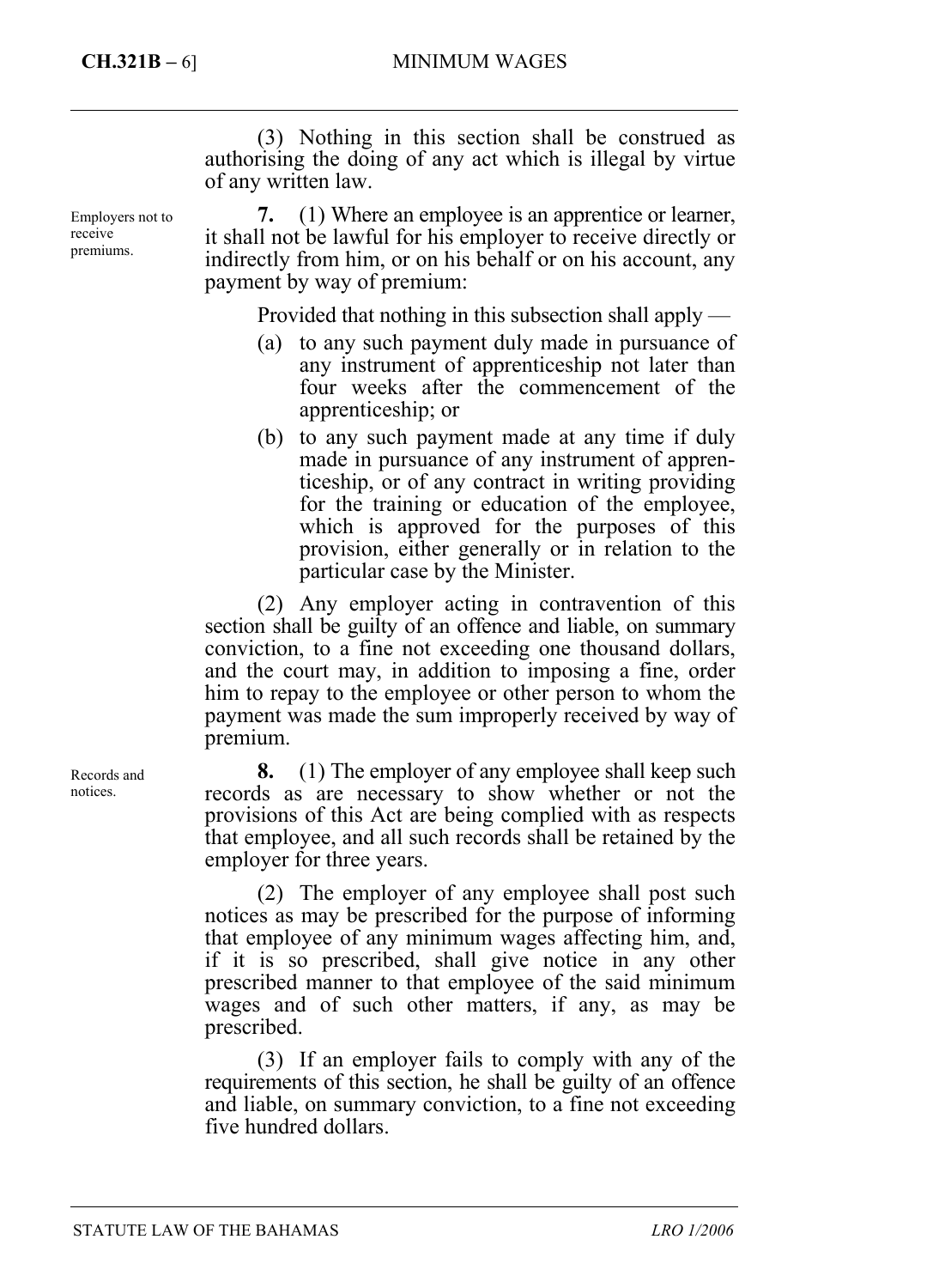(3) Nothing in this section shall be construed as authorising the doing of any act which is illegal by virtue of any written law.

Employers not to receive premiums.

**7.** (1) Where an employee is an apprentice or learner, it shall not be lawful for his employer to receive directly or indirectly from him, or on his behalf or on his account, any payment by way of premium:

Provided that nothing in this subsection shall apply —

(a) to any such payment duly made in pursuance of any instrument of apprenticeship not later than four weeks after the commencement of the apprenticeship; or

(b) to any such payment made at any time if duly made in pursuance of any instrument of apprenticeship, or of any contract in writing providing for the training or education of the employee, which is approved for the purposes of this provision, either generally or in relation to the particular case by the Minister.

(2) Any employer acting in contravention of this section shall be guilty of an offence and liable, on summary conviction, to a fine not exceeding one thousand dollars, and the court may, in addition to imposing a fine, order him to repay to the employee or other person to whom the payment was made the sum improperly received by way of premium.

Records and notices.

**8.** (1) The employer of any employee shall keep such records as are necessary to show whether or not the provisions of this Act are being complied with as respects that employee, and all such records shall be retained by the employer for three years.

(2) The employer of any employee shall post such notices as may be prescribed for the purpose of informing that employee of any minimum wages affecting him, and, if it is so prescribed, shall give notice in any other prescribed manner to that employee of the said minimum wages and of such other matters, if any, as may be prescribed.

(3) If an employer fails to comply with any of the requirements of this section, he shall be guilty of an offence and liable, on summary conviction, to a fine not exceeding five hundred dollars.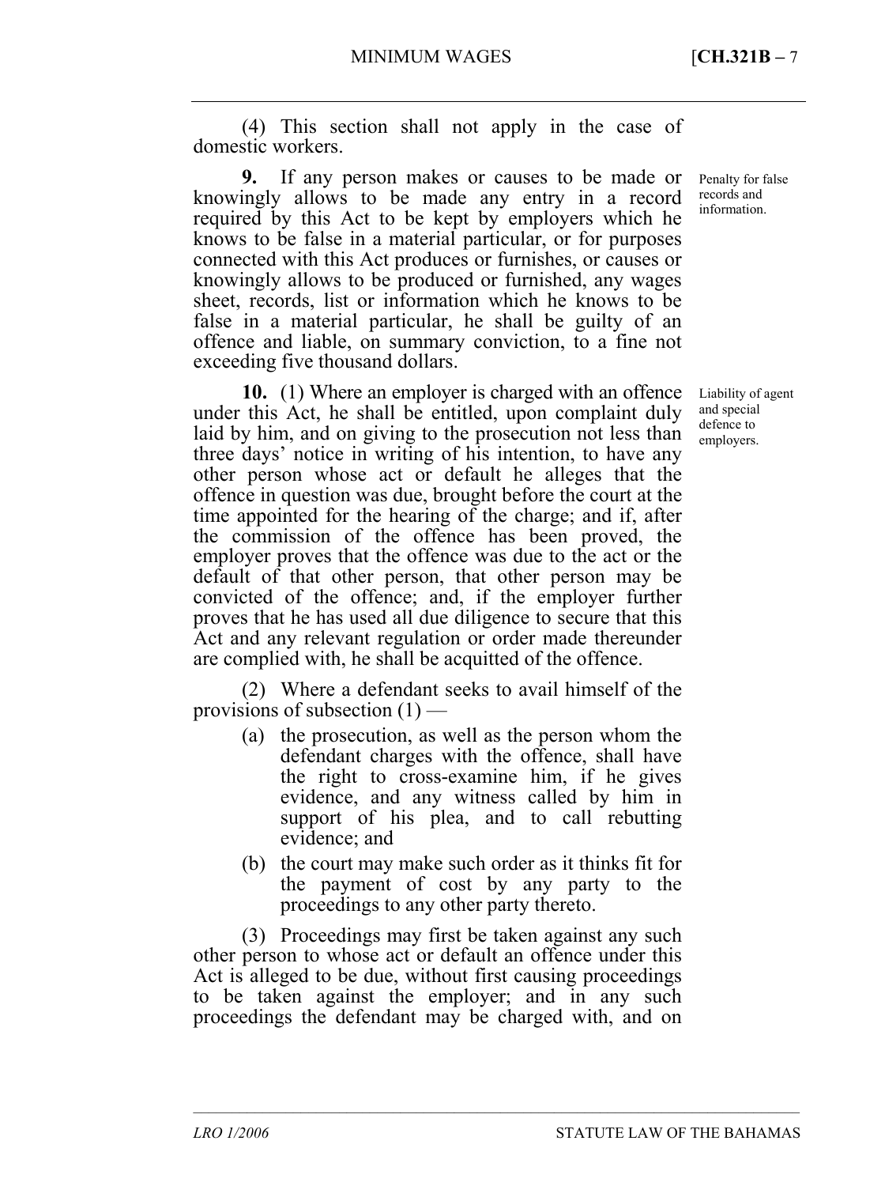(4) This section shall not apply in the case of domestic workers.

Penalty for false records and information.

**9.** If any person makes or causes to be made or knowingly allows to be made any entry in a record required by this Act to be kept by employers which he knows to be false in a material particular, or for purposes connected with this Act produces or furnishes, or causes or knowingly allows to be produced or furnished, any wages sheet, records, list or information which he knows to be false in a material particular, he shall be guilty of an offence and liable, on summary conviction, to a fine not exceeding five thousand dollars.

Liability of agent and special defence to employers.

**10.** (1) Where an employer is charged with an offence under this Act, he shall be entitled, upon complaint duly laid by him, and on giving to the prosecution not less than three days' notice in writing of his intention, to have any other person whose act or default he alleges that the offence in question was due, brought before the court at the time appointed for the hearing of the charge; and if, after the commission of the offence has been proved, the employer proves that the offence was due to the act or the default of that other person, that other person may be convicted of the offence; and, if the employer further proves that he has used all due diligence to secure that this Act and any relevant regulation or order made thereunder are complied with, he shall be acquitted of the offence.

(2) Where a defendant seeks to avail himself of the provisions of subsection (1) —

(a) the prosecution, as well as the person whom the defendant charges with the offence, shall have the right to cross-examine him, if he gives evidence, and any witness called by him in support of his plea, and to call rebutting evidence; and

(b) the court may make such order as it thinks fit for the payment of cost by any party to the proceedings to any other party thereto.

(3) Proceedings may first be taken against any such other person to whose act or default an offence under this Act is alleged to be due, without first causing proceedings to be taken against the employer; and in any such proceedings the defendant may be charged with, and on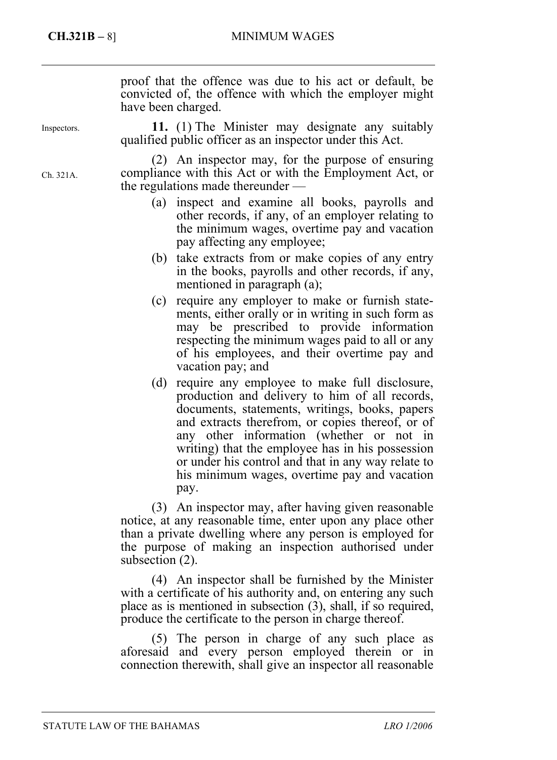proof that the offence was due to his act or default, be convicted of, the offence with which the employer might have been charged.

Inspectors.

**11.** (1) The Minister may designate any suitably qualified public officer as an inspector under this Act.

Ch. 321A.

(2) An inspector may, for the purpose of ensuring compliance with this Act or with the Employment Act, or the regulations made thereunder —

- (a) inspect and examine all books, payrolls and other records, if any, of an employer relating to the minimum wages, overtime pay and vacation pay affecting any employee;
- (b) take extracts from or make copies of any entry in the books, payrolls and other records, if any, mentioned in paragraph (a);
- (c) require any employer to make or furnish statements, either orally or in writing in such form as may be prescribed to provide information respecting the minimum wages paid to all or any of his employees, and their overtime pay and vacation pay; and
- (d) require any employee to make full disclosure, production and delivery to him of all records, documents, statements, writings, books, papers and extracts therefrom, or copies thereof, or of any other information (whether or not in writing) that the employee has in his possession or under his control and that in any way relate to his minimum wages, overtime pay and vacation pay.

(3) An inspector may, after having given reasonable notice, at any reasonable time, enter upon any place other than a private dwelling where any person is employed for the purpose of making an inspection authorised under subsection (2).

(4) An inspector shall be furnished by the Minister with a certificate of his authority and, on entering any such place as is mentioned in subsection (3), shall, if so required, produce the certificate to the person in charge thereof.

(5) The person in charge of any such place as aforesaid and every person employed therein or in connection therewith, shall give an inspector all reasonable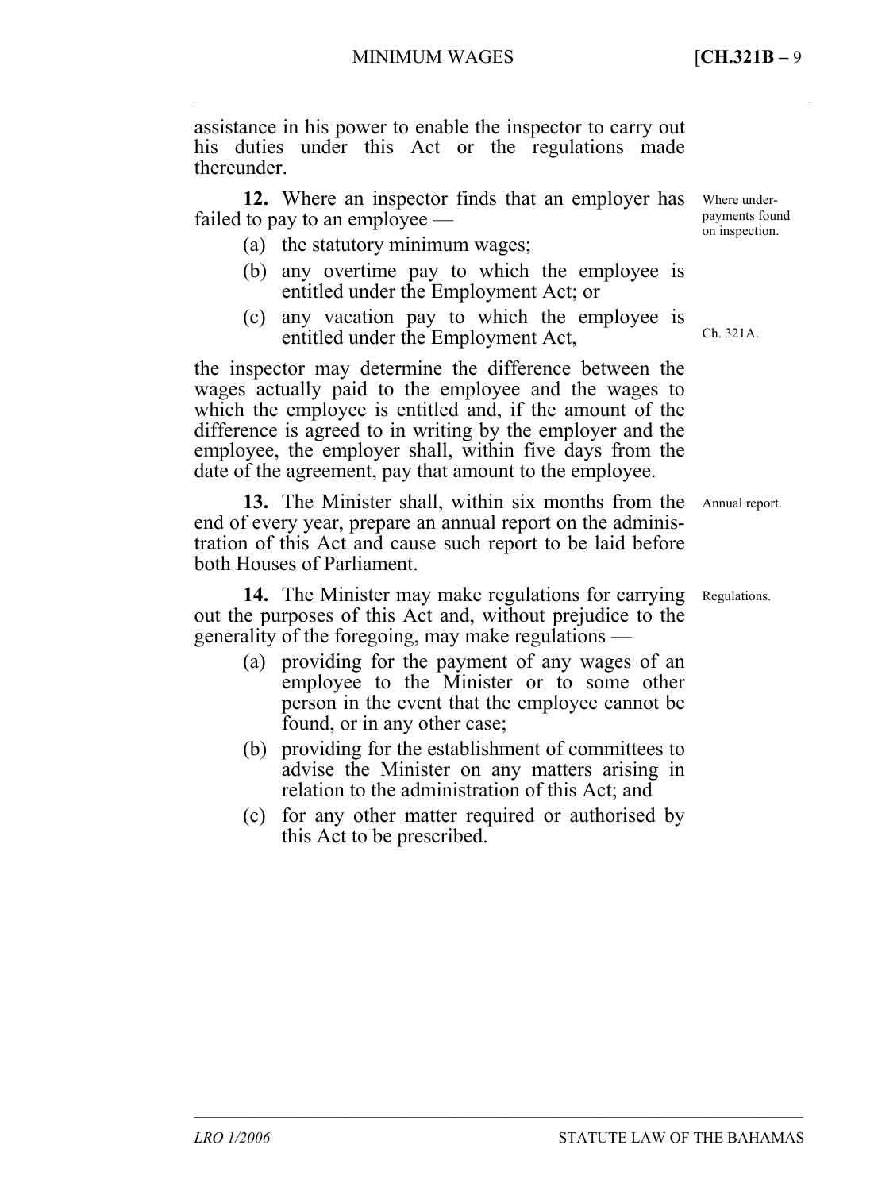assistance in his power to enable the inspector to carry out his duties under this Act or the regulations made thereunder.

**12.** Where an inspector finds that an employer has failed to pay to an employee —

Where under-payments found on inspection.

(a) the statutory minimum wages;

(b) any overtime pay to which the employee is entitled under the Employment Act; or

(c) any vacation pay to which the employee is entitled under the Employment Act,

Ch. 321A.

the inspector may determine the difference between the wages actually paid to the employee and the wages to which the employee is entitled and, if the amount of the difference is agreed to in writing by the employer and the employee, the employer shall, within five days from the date of the agreement, pay that amount to the employee.

**13.** The Minister shall, within six months from the end of every year, prepare an annual report on the administration of this Act and cause such report to be laid before both Houses of Parliament.

Annual report.

**14.** The Minister may make regulations for carrying out the purposes of this Act and, without prejudice to the generality of the foregoing, may make regulations —

Regulations.

(a) providing for the payment of any wages of an employee to the Minister or to some other person in the event that the employee cannot be found, or in any other case;

(b) providing for the establishment of committees to advise the Minister on any matters arising in relation to the administration of this Act; and

(c) for any other matter required or authorised by this Act to be prescribed.